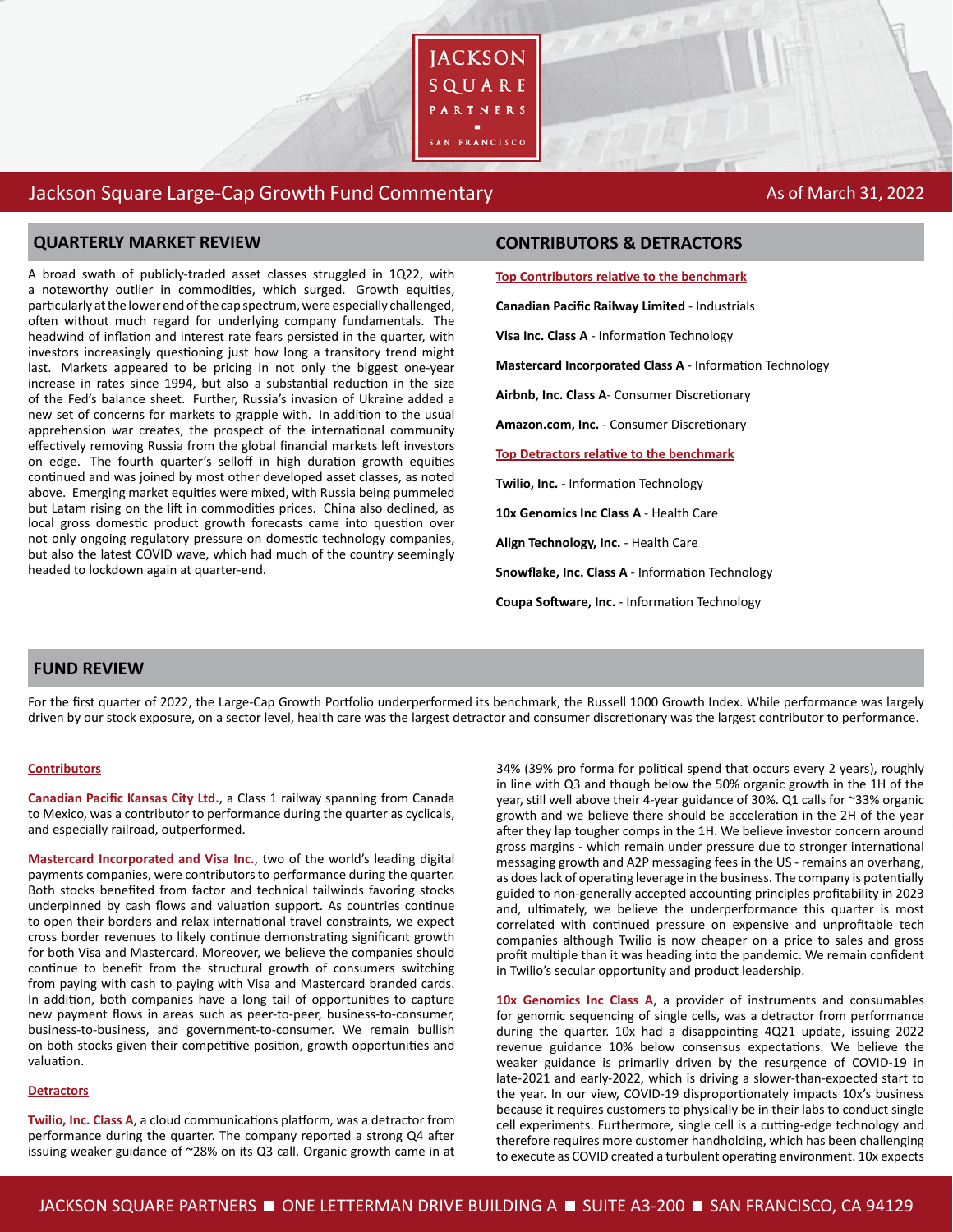# Jackson Square Large-Cap Growth Fund Commentary

As of March 31, 2022

## QUARTERLY MARKET REVIEW

A broad swath of publicly-traded asset classes struggled in 1Q22, with a noteworthy outlier in commodities, which surged. Growth equities, particularly at the lower end of the cap spectrum, were especially challenged, often without much regard for underlying company fundamentals. The headwind of inflation and interest rate fears persisted in the quarter, with investors increasingly questioning just how long a transitory trend might last. Markets appeared to be pricing in not only the biggest one-year increase in rates since 1994, but also a substantial reduction in the size of the Fed's balance sheet. Further, Russia's invasion of Ukraine added a new set of concerns for markets to grapple with. In addition to the usual apprehension war creates, the prospect of the international community effectively removing Russia from the global financial markets left investors on edge. The fourth quarter's selloff in high duration growth equities continued and was joined by most other developed asset classes, as noted above. Emerging market equities were mixed, with Russia being pummeled but Latam rising on the lift in commodities prices. China also declined, as local gross domestic product growth forecasts came into question over not only ongoing regulatory pressure on domestic technology companies, but also the latest COVID wave, which had much of the country seemingly headed to lockdown again at quarter-end.

## CONTRIBUTORS & DETRACTORS

**Top Contributors relative to the benchmark**

**Canadian Pacific Railway Limited** - Industrials

**Visa Inc. Class A** - Information Technology

**Mastercard Incorporated Class A** - Information Technology

**Airbnb, Inc. Class A**- Consumer Discretionary

**Amazon.com, Inc.** - Consumer Discretionary

**Top Detractors relative to the benchmark**

**Twilio, Inc.** - Information Technology

**10x Genomics Inc Class A** - Health Care

**Align Technology, Inc.** - Health Care

**Snowflake, Inc. Class A** - Information Technology

**Coupa Software, Inc.** - Information Technology

## FUND REVIEW

For the first quarter of 2022, the Large-Cap Growth Portfolio underperformed its benchmark, the Russell 1000 Growth Index. While performance was largely driven by our stock exposure, on a sector level, health care was the largest detractor and consumer discretionary was the largest contributor to performance.

**Contributors**

**Canadian Pacific Kansas City Ltd.**, a Class 1 railway spanning from Canada to Mexico, was a contributor to performance during the quarter as cyclicals, and especially railroad, outperformed.

**Mastercard Incorporated and Visa Inc.**, two of the world's leading digital payments companies, were contributors to performance during the quarter. Both stocks benefited from factor and technical tailwinds favoring stocks underpinned by cash flows and valuation support. As countries continue to open their borders and relax international travel constraints, we expect cross border revenues to likely continue demonstrating significant growth for both Visa and Mastercard. Moreover, we believe the companies should continue to benefit from the structural growth of consumers switching from paying with cash to paying with Visa and Mastercard branded cards. In addition, both companies have a long tail of opportunities to capture new payment flows in areas such as peer-to-peer, business-to-consumer, business-to-business, and government-to-consumer. We remain bullish on both stocks given their competitive position, growth opportunities and valuation.

**Detractors**

**Twilio, Inc. Class A**, a cloud communications platform, was a detractor from performance during the quarter. The company reported a strong Q4 after issuing weaker guidance of ~28% on its Q3 call. Organic growth came in at 34% (39% pro forma for political spend that occurs every 2 years), roughly in line with Q3 and though below the 50% organic growth in the 1H of the year, still well above their 4-year guidance of 30%. Q1 calls for ~33% organic growth and we believe there should be acceleration in the 2H of the year after they lap tougher comps in the 1H. We believe investor concern around gross margins - which remain under pressure due to stronger international messaging growth and A2P messaging fees in the US - remains an overhang, as does lack of operating leverage in the business. The company is potentially guided to non-generally accepted accounting principles profitability in 2023 and, ultimately, we believe the underperformance this quarter is most correlated with continued pressure on expensive and unprofitable tech companies although Twilio is now cheaper on a price to sales and gross profit multiple than it was heading into the pandemic. We remain confident in Twilio's secular opportunity and product leadership.

**10x Genomics Inc Class A**, a provider of instruments and consumables for genomic sequencing of single cells, was a detractor from performance during the quarter. 10x had a disappointing 4Q21 update, issuing 2022 revenue guidance 10% below consensus expectations. We believe the weaker guidance is primarily driven by the resurgence of COVID-19 in late-2021 and early-2022, which is driving a slower-than-expected start to the year. In our view, COVID-19 disproportionately impacts 10x's business because it requires customers to physically be in their labs to conduct single cell experiments. Furthermore, single cell is a cutting-edge technology and therefore requires more customer handholding, which has been challenging to execute as COVID created a turbulent operating environment. 10x expects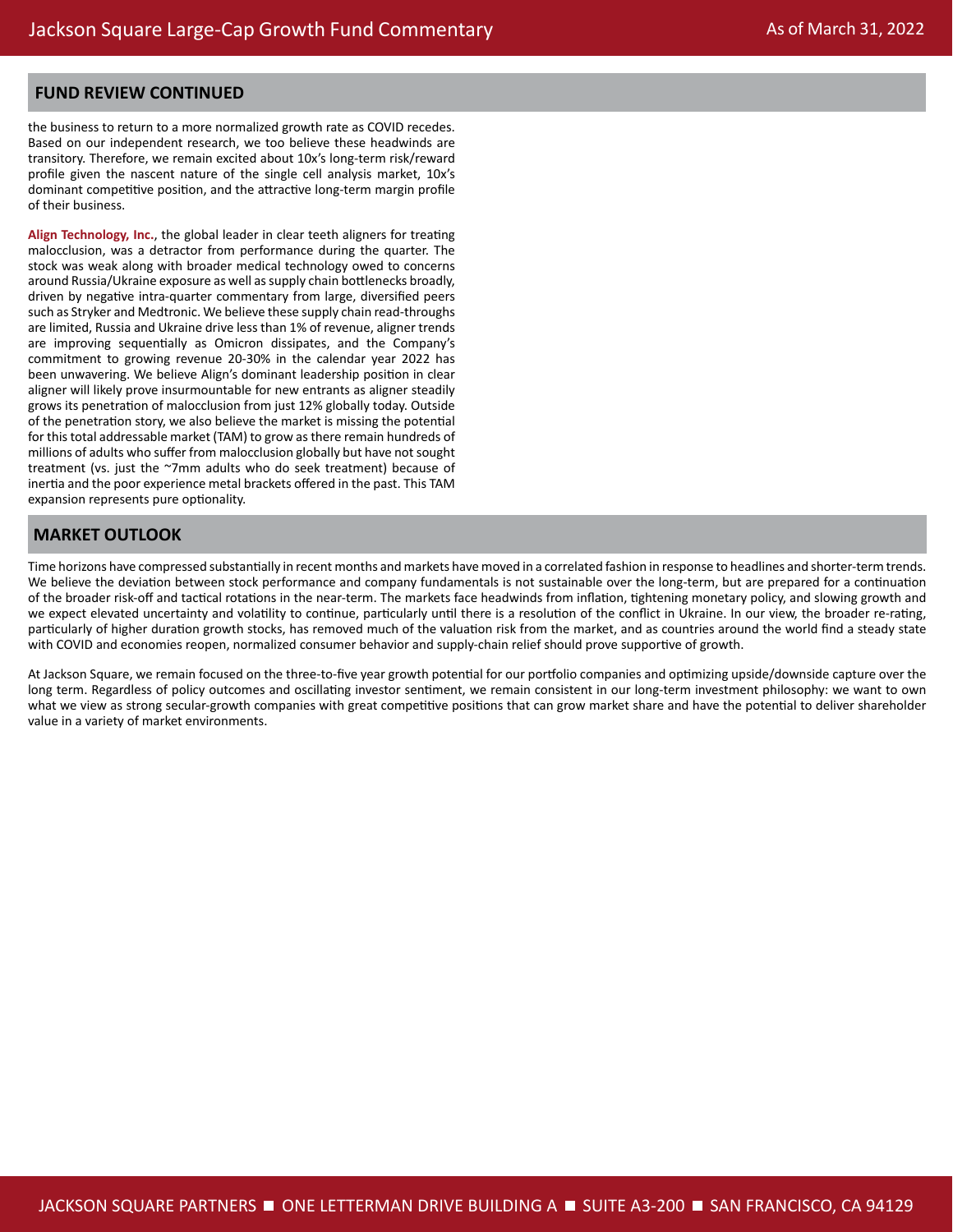## FUND REVIEW CONTINUED

the business to return to a more normalized growth rate as COVID recedes. Based on our independent research, we too believe these headwinds are transitory. Therefore, we remain excited about 10x's long-term risk/reward profile given the nascent nature of the single cell analysis market, 10x's dominant competitive position, and the attractive long-term margin profile of their business.

**Align Technology, Inc.**, the global leader in clear teeth aligners for treating malocclusion, was a detractor from performance during the quarter. The stock was weak along with broader medical technology owed to concerns around Russia/Ukraine exposure as well as supply chain bottlenecks broadly, driven by negative intra-quarter commentary from large, diversified peers such as Stryker and Medtronic. We believe these supply chain read-throughs are limited, Russia and Ukraine drive less than 1% of revenue, aligner trends are improving sequentially as Omicron dissipates, and the Company's commitment to growing revenue 20-30% in the calendar year 2022 has been unwavering. We believe Align's dominant leadership position in clear aligner will likely prove insurmountable for new entrants as aligner steadily grows its penetration of malocclusion from just 12% globally today. Outside of the penetration story, we also believe the market is missing the potential for this total addressable market (TAM) to grow as there remain hundreds of millions of adults who suffer from malocclusion globally but have not sought treatment (vs. just the ~7mm adults who do seek treatment) because of inertia and the poor experience metal brackets offered in the past. This TAM expansion represents pure optionality.

## MARKET OUTLOOK

Time horizons have compressed substantially in recent months and markets have moved in a correlated fashion in response to headlines and shorter-term trends. We believe the deviation between stock performance and company fundamentals is not sustainable over the long-term, but are prepared for a continuation of the broader risk-off and tactical rotations in the near-term. The markets face headwinds from inflation, tightening monetary policy, and slowing growth and we expect elevated uncertainty and volatility to continue, particularly until there is a resolution of the conflict in Ukraine. In our view, the broader re-rating, particularly of higher duration growth stocks, has removed much of the valuation risk from the market, and as countries around the world find a steady state with COVID and economies reopen, normalized consumer behavior and supply-chain relief should prove supportive of growth.

At Jackson Square, we remain focused on the three-to-five year growth potential for our portfolio companies and optimizing upside/downside capture over the long term. Regardless of policy outcomes and oscillating investor sentiment, we remain consistent in our long-term investment philosophy: we want to own what we view as strong secular-growth companies with great competitive positions that can grow market share and have the potential to deliver shareholder value in a variety of market environments.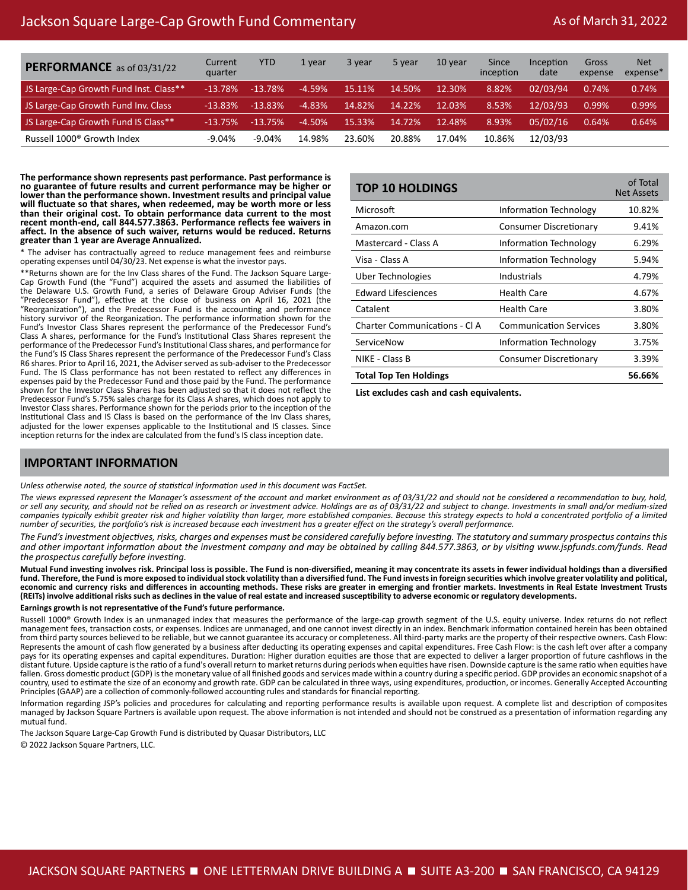| PERFORMANCE as of 03/31/22 | Current quarter | YTD | 1 year | 3 year | 5 year | 10 year | Since inception | Inception date | Gross expense | Net expense* |
|---|---|---|---|---|---|---|---|---|---|---|
| JS Large-Cap Growth Fund Inst. Class** | -13.78% | -13.78% | -4.59% | 15.11% | 14.50% | 12.30% | 8.82% | 02/03/94 | 0.74% | 0.74% |
| JS Large-Cap Growth Fund Inv. Class | -13.83% | -13.83% | -4.83% | 14.82% | 14.22% | 12.03% | 8.53% | 12/03/93 | 0.99% | 0.99% |
| JS Large-Cap Growth Fund IS Class** | -13.75% | -13.75% | -4.50% | 15.33% | 14.72% | 12.48% | 8.93% | 05/02/16 | 0.64% | 0.64% |
| Russell 1000® Growth Index | -9.04% | -9.04% | 14.98% | 23.60% | 20.88% | 17.04% | 10.86% | 12/03/93 | | |

**The performance shown represents past performance. Past performance is no guarantee of future results and current performance may be higher or lower than the performance shown. Investment results and principal value will fluctuate so that shares, when redeemed, may be worth more or less than their original cost. To obtain performance data current to the most recent month-end, call 844.577.3863. Performance reflects fee waivers in affect. In the absence of such waiver, returns would be reduced. Returns greater than 1 year are Average Annualized.**

* The adviser has contractually agreed to reduce management fees and reimburse operating expenses until 04/30/23. Net expense is what the investor pays.

**Returns shown are for the Inv Class shares of the Fund. The Jackson Square Large-Cap Growth Fund (the "Fund") acquired the assets and assumed the liabilities of the Delaware U.S. Growth Fund, a series of Delaware Group Adviser Funds (the "Predecessor Fund"), effective at the close of business on April 16, 2021 (the "Reorganization"), and the Predecessor Fund is the accounting and performance history survivor of the Reorganization. The performance information shown for the Fund's Investor Class Shares represent the performance of the Predecessor Fund's Class A shares, performance for the Fund's Institutional Class Shares represent the performance of the Predecessor Fund's Institutional Class shares, and performance for the Fund's IS Class Shares represent the performance of the Predecessor Fund's Class R6 shares. Prior to April 16, 2021, the Adviser served as sub-adviser to the Predecessor Fund. The IS Class performance has not been restated to reflect any differences in expenses paid by the Predecessor Fund and those paid by the Fund. The performance shown for the Investor Class Shares has been adjusted so that it does not reflect the Predecessor Fund's 5.75% sales charge for its Class A shares, which does not apply to Investor Class shares. Performance shown for the periods prior to the inception of the Institutional Class and IS Class is based on the performance of the Inv Class shares, adjusted for the lower expenses applicable to the Institutional and IS classes. Since inception returns for the index are calculated from the fund's IS class inception date.

| TOP 10 HOLDINGS | | of Total Net Assets |
|---|---|---|
| Microsoft | Information Technology | 10.82% |
| Amazon.com | Consumer Discretionary | 9.41% |
| Mastercard - Class A | Information Technology | 6.29% |
| Visa - Class A | Information Technology | 5.94% |
| Uber Technologies | Industrials | 4.79% |
| Edward Lifesciences | Health Care | 4.67% |
| Catalent | Health Care | 3.80% |
| Charter Communications - Cl A | Communication Services | 3.80% |
| ServiceNow | Information Technology | 3.75% |
| NIKE - Class B | Consumer Discretionary | 3.39% |
| **Total Top Ten Holdings** | | **56.66%** |

**List excludes cash and cash equivalents.**

## IMPORTANT INFORMATION

*Unless otherwise noted, the source of statistical information used in this document was FactSet.*

*The views expressed represent the Manager's assessment of the account and market environment as of 03/31/22 and should not be considered a recommendation to buy, hold, or sell any security, and should not be relied on as research or investment advice. Holdings are as of 03/31/22 and subject to change. Investments in small and/or medium-sized companies typically exhibit greater risk and higher volatility than larger, more established companies. Because this strategy expects to hold a concentrated portfolio of a limited number of securities, the portfolio's risk is increased because each investment has a greater effect on the strategy's overall performance.*

*The Fund's investment objectives, risks, charges and expenses must be considered carefully before investing. The statutory and summary prospectus contains this and other important information about the investment company and may be obtained by calling 844.577.3863, or by visiting www.jspfunds.com/funds. Read the prospectus carefully before investing.*

**Mutual Fund investing involves risk. Principal loss is possible. The Fund is non-diversified, meaning it may concentrate its assets in fewer individual holdings than a diversified fund. Therefore, the Fund is more exposed to individual stock volatility than a diversified fund. The Fund invests in foreign securities which involve greater volatility and political, economic and currency risks and differences in accounting methods. These risks are greater in emerging and frontier markets. Investments in Real Estate Investment Trusts (REITs) involve additional risks such as declines in the value of real estate and increased susceptibility to adverse economic or regulatory developments.**

**Earnings growth is not representative of the Fund's future performance.**

Russell 1000® Growth Index is an unmanaged index that measures the performance of the large-cap growth segment of the U.S. equity universe. Index returns do not reflect management fees, transaction costs, or expenses. Indices are unmanaged, and one cannot invest directly in an index. Benchmark information contained herein has been obtained from third party sources believed to be reliable, but we cannot guarantee its accuracy or completeness. All third-party marks are the property of their respective owners. Cash Flow: Represents the amount of cash flow generated by a business after deducting its operating expenses and capital expenditures. Free Cash Flow: is the cash left over after a company pays for its operating expenses and capital expenditures. Duration: Higher duration equities are those that are expected to deliver a larger proportion of future cashflows in the distant future. Upside capture is the ratio of a fund's overall return to market returns during periods when equities have risen. Downside capture is the same ratio when equities have fallen. Gross domestic product (GDP) is the monetary value of all finished goods and services made within a country during a specific period. GDP provides an economic snapshot of a country, used to estimate the size of an economy and growth rate. GDP can be calculated in three ways, using expenditures, production, or incomes. Generally Accepted Accounting Principles (GAAP) are a collection of commonly-followed accounting rules and standards for financial reporting.

Information regarding JSP's policies and procedures for calculating and reporting performance results is available upon request. A complete list and description of composites managed by Jackson Square Partners is available upon request. The above information is not intended and should not be construed as a presentation of information regarding any mutual fund.

The Jackson Square Large-Cap Growth Fund is distributed by Quasar Distributors, LLC

© 2022 Jackson Square Partners, LLC.